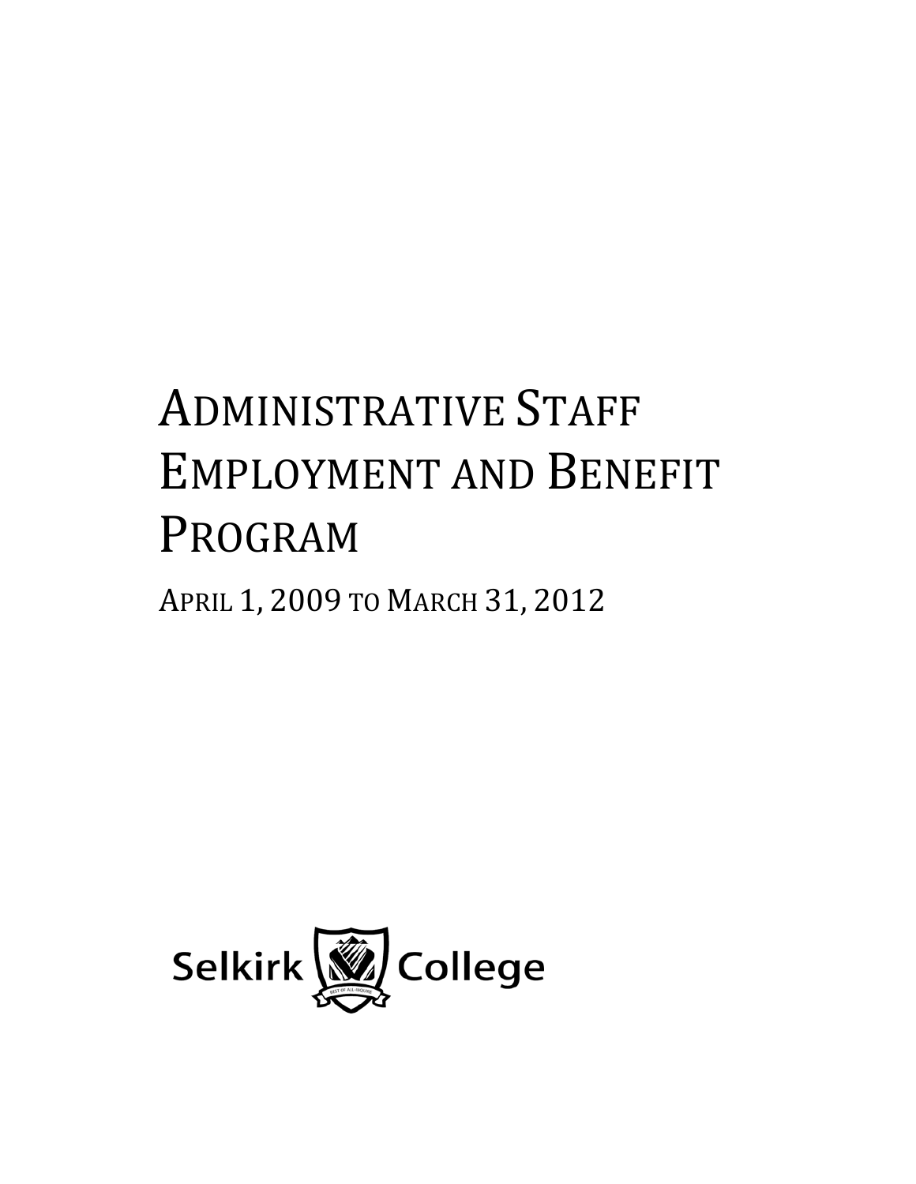# Administrative Staff Employment and Benefit Program

April 1, 2009 to March 31, 2012

Selkirk College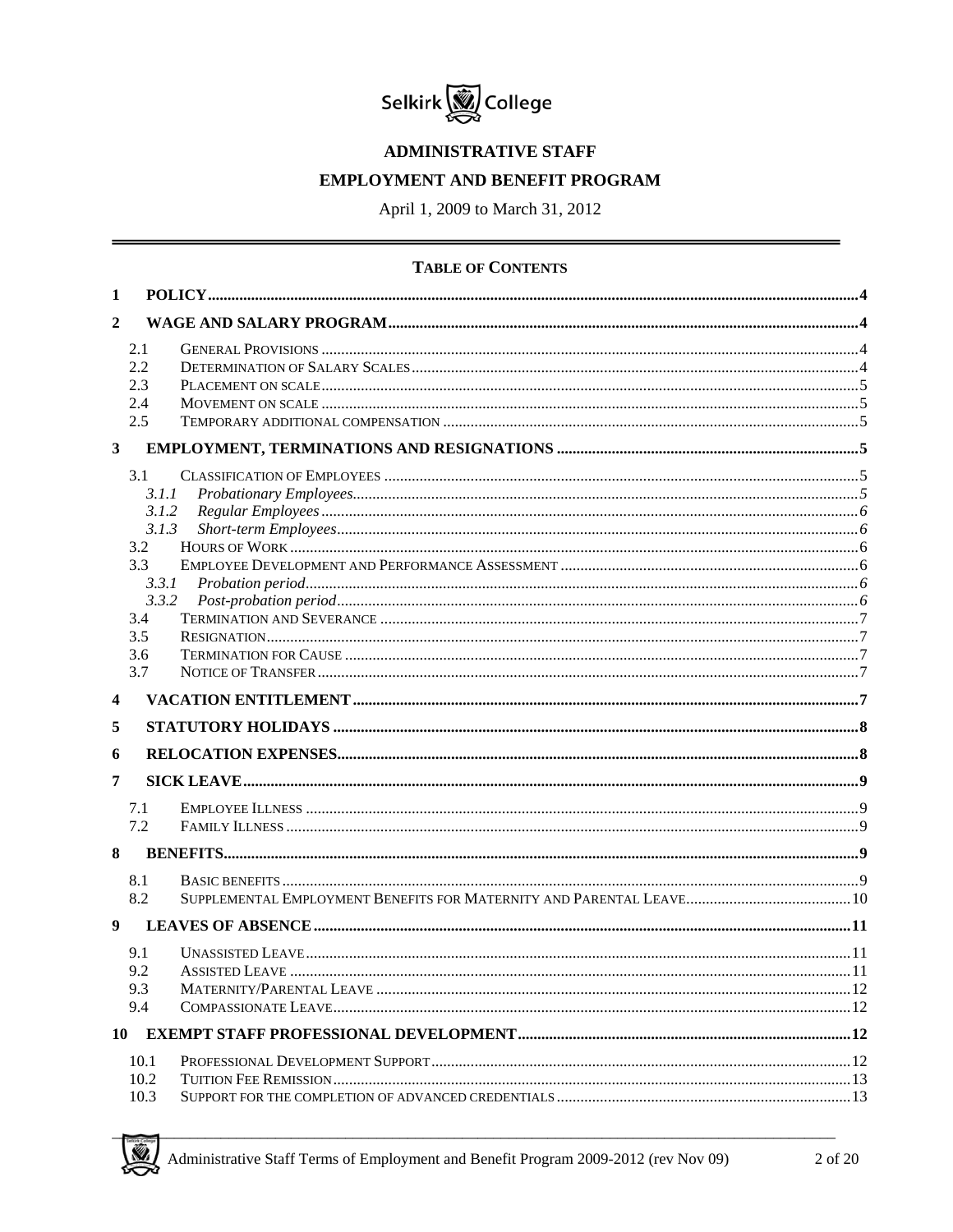Selkirk College

# ADMINISTRATIVE STAFF

# EMPLOYMENT AND BENEFIT PROGRAM

April 1, 2009 to March 31, 2012

## TABLE OF CONTENTS

1 POLICY ..... 4

2 WAGE AND SALARY PROGRAM ..... 4

- 2.1 GENERAL PROVISIONS ..... 4
- 2.2 DETERMINATION OF SALARY SCALES ..... 4
- 2.3 PLACEMENT ON SCALE ..... 5
- 2.4 MOVEMENT ON SCALE ..... 5
- 2.5 TEMPORARY ADDITIONAL COMPENSATION ..... 5

3 EMPLOYMENT, TERMINATIONS AND RESIGNATIONS ..... 5

- 3.1 CLASSIFICATION OF EMPLOYEES ..... 5
  - *3.1.1 Probationary Employees* ..... 5
  - *3.1.2 Regular Employees* ..... 6
  - *3.1.3 Short-term Employees* ..... 6
- 3.2 HOURS OF WORK ..... 6
- 3.3 EMPLOYEE DEVELOPMENT AND PERFORMANCE ASSESSMENT ..... 6
  - *3.3.1 Probation period* ..... 6
  - *3.3.2 Post-probation period* ..... 6
- 3.4 TERMINATION AND SEVERANCE ..... 7
- 3.5 RESIGNATION ..... 7
- 3.6 TERMINATION FOR CAUSE ..... 7
- 3.7 NOTICE OF TRANSFER ..... 7

4 VACATION ENTITLEMENT ..... 7

5 STATUTORY HOLIDAYS ..... 8

6 RELOCATION EXPENSES ..... 8

7 SICK LEAVE ..... 9

- 7.1 EMPLOYEE ILLNESS ..... 9
- 7.2 FAMILY ILLNESS ..... 9

8 BENEFITS ..... 9

- 8.1 BASIC BENEFITS ..... 9
- 8.2 SUPPLEMENTAL EMPLOYMENT BENEFITS FOR MATERNITY AND PARENTAL LEAVE ..... 10

9 LEAVES OF ABSENCE ..... 11

- 9.1 UNASSISTED LEAVE ..... 11
- 9.2 ASSISTED LEAVE ..... 11
- 9.3 MATERNITY/PARENTAL LEAVE ..... 12
- 9.4 COMPASSIONATE LEAVE ..... 12

10 EXEMPT STAFF PROFESSIONAL DEVELOPMENT ..... 12

- 10.1 PROFESSIONAL DEVELOPMENT SUPPORT ..... 12
- 10.2 TUITION FEE REMISSION ..... 13
- 10.3 SUPPORT FOR THE COMPLETION OF ADVANCED CREDENTIALS ..... 13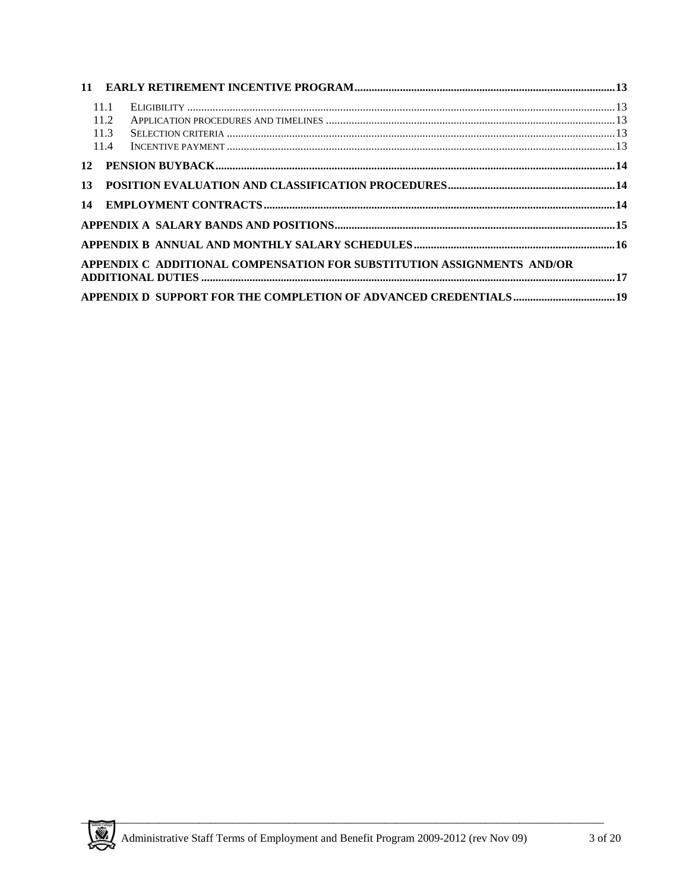**11 EARLY RETIREMENT INCENTIVE PROGRAM** ........ 13

- 11.1 ELIGIBILITY ........ 13
- 11.2 APPLICATION PROCEDURES AND TIMELINES ........ 13
- 11.3 SELECTION CRITERIA ........ 13
- 11.4 INCENTIVE PAYMENT ........ 13

**12 PENSION BUYBACK** ........ 14

**13 POSITION EVALUATION AND CLASSIFICATION PROCEDURES** ........ 14

**14 EMPLOYMENT CONTRACTS** ........ 14

**APPENDIX A SALARY BANDS AND POSITIONS** ........ 15

**APPENDIX B ANNUAL AND MONTHLY SALARY SCHEDULES** ........ 16

**APPENDIX C ADDITIONAL COMPENSATION FOR SUBSTITUTION ASSIGNMENTS AND/OR ADDITIONAL DUTIES** ........ 17

**APPENDIX D SUPPORT FOR THE COMPLETION OF ADVANCED CREDENTIALS** ........ 19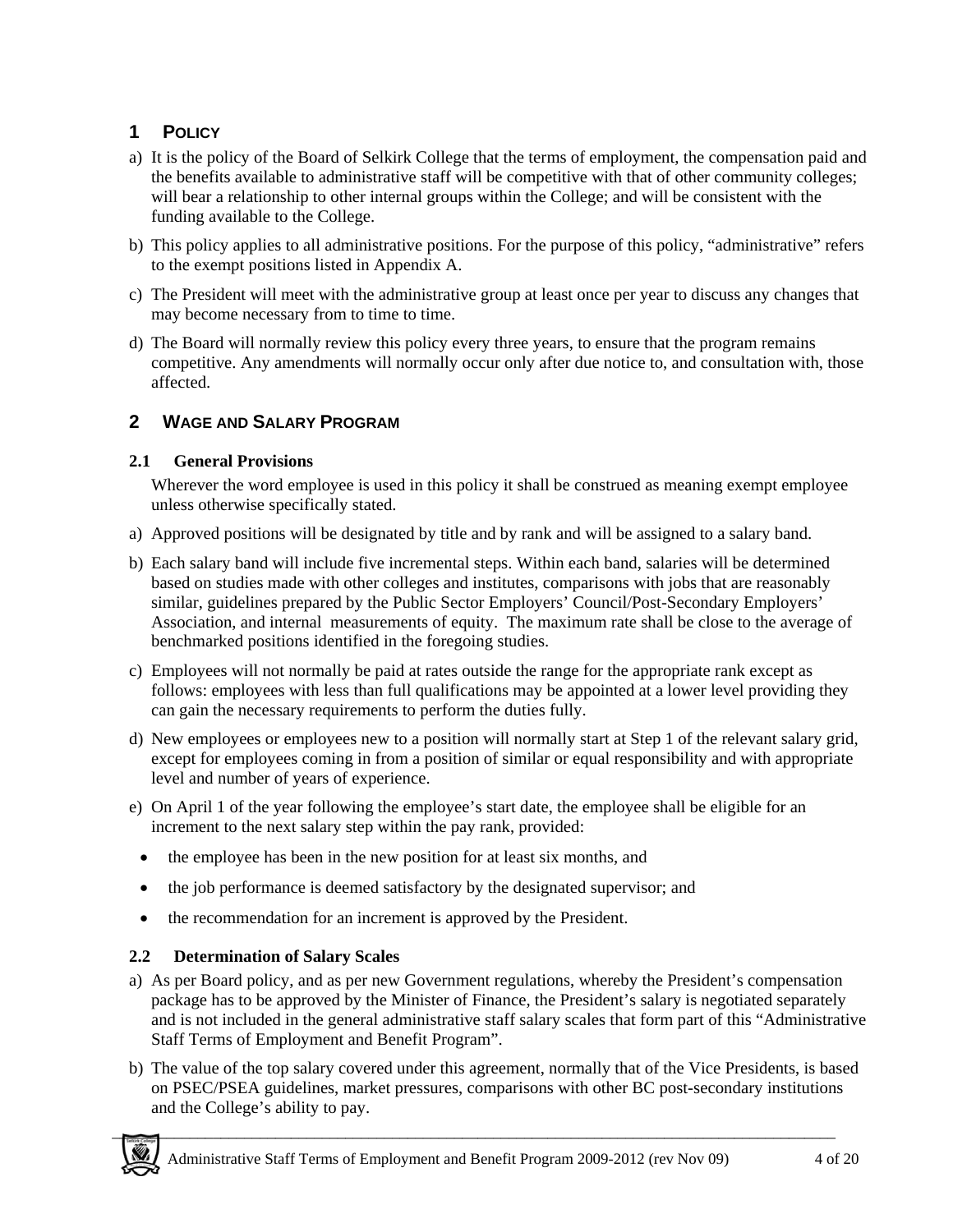# 1 POLICY

a) It is the policy of the Board of Selkirk College that the terms of employment, the compensation paid and the benefits available to administrative staff will be competitive with that of other community colleges; will bear a relationship to other internal groups within the College; and will be consistent with the funding available to the College.

b) This policy applies to all administrative positions. For the purpose of this policy, "administrative" refers to the exempt positions listed in Appendix A.

c) The President will meet with the administrative group at least once per year to discuss any changes that may become necessary from to time to time.

d) The Board will normally review this policy every three years, to ensure that the program remains competitive. Any amendments will normally occur only after due notice to, and consultation with, those affected.

# 2 WAGE AND SALARY PROGRAM

## 2.1 General Provisions

Wherever the word employee is used in this policy it shall be construed as meaning exempt employee unless otherwise specifically stated.

a) Approved positions will be designated by title and by rank and will be assigned to a salary band.

b) Each salary band will include five incremental steps. Within each band, salaries will be determined based on studies made with other colleges and institutes, comparisons with jobs that are reasonably similar, guidelines prepared by the Public Sector Employers' Council/Post-Secondary Employers' Association, and internal measurements of equity. The maximum rate shall be close to the average of benchmarked positions identified in the foregoing studies.

c) Employees will not normally be paid at rates outside the range for the appropriate rank except as follows: employees with less than full qualifications may be appointed at a lower level providing they can gain the necessary requirements to perform the duties fully.

d) New employees or employees new to a position will normally start at Step 1 of the relevant salary grid, except for employees coming in from a position of similar or equal responsibility and with appropriate level and number of years of experience.

e) On April 1 of the year following the employee's start date, the employee shall be eligible for an increment to the next salary step within the pay rank, provided:

- the employee has been in the new position for at least six months, and
- the job performance is deemed satisfactory by the designated supervisor; and
- the recommendation for an increment is approved by the President.

## 2.2 Determination of Salary Scales

a) As per Board policy, and as per new Government regulations, whereby the President's compensation package has to be approved by the Minister of Finance, the President's salary is negotiated separately and is not included in the general administrative staff salary scales that form part of this "Administrative Staff Terms of Employment and Benefit Program".

b) The value of the top salary covered under this agreement, normally that of the Vice Presidents, is based on PSEC/PSEA guidelines, market pressures, comparisons with other BC post-secondary institutions and the College's ability to pay.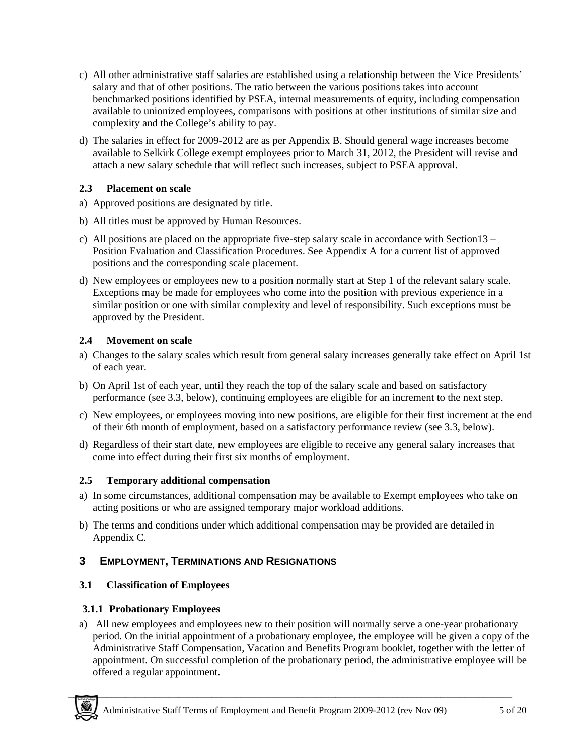c) All other administrative staff salaries are established using a relationship between the Vice Presidents' salary and that of other positions. The ratio between the various positions takes into account benchmarked positions identified by PSEA, internal measurements of equity, including compensation available to unionized employees, comparisons with positions at other institutions of similar size and complexity and the College's ability to pay.

d) The salaries in effect for 2009-2012 are as per Appendix B. Should general wage increases become available to Selkirk College exempt employees prior to March 31, 2012, the President will revise and attach a new salary schedule that will reflect such increases, subject to PSEA approval.

### 2.3 Placement on scale

a) Approved positions are designated by title.

b) All titles must be approved by Human Resources.

c) All positions are placed on the appropriate five-step salary scale in accordance with Section13 – Position Evaluation and Classification Procedures. See Appendix A for a current list of approved positions and the corresponding scale placement.

d) New employees or employees new to a position normally start at Step 1 of the relevant salary scale. Exceptions may be made for employees who come into the position with previous experience in a similar position or one with similar complexity and level of responsibility. Such exceptions must be approved by the President.

### 2.4 Movement on scale

a) Changes to the salary scales which result from general salary increases generally take effect on April 1st of each year.

b) On April 1st of each year, until they reach the top of the salary scale and based on satisfactory performance (see 3.3, below), continuing employees are eligible for an increment to the next step.

c) New employees, or employees moving into new positions, are eligible for their first increment at the end of their 6th month of employment, based on a satisfactory performance review (see 3.3, below).

d) Regardless of their start date, new employees are eligible to receive any general salary increases that come into effect during their first six months of employment.

### 2.5 Temporary additional compensation

a) In some circumstances, additional compensation may be available to Exempt employees who take on acting positions or who are assigned temporary major workload additions.

b) The terms and conditions under which additional compensation may be provided are detailed in Appendix C.

## 3 EMPLOYMENT, TERMINATIONS AND RESIGNATIONS

### 3.1 Classification of Employees

#### 3.1.1 Probationary Employees

a) All new employees and employees new to their position will normally serve a one-year probationary period. On the initial appointment of a probationary employee, the employee will be given a copy of the Administrative Staff Compensation, Vacation and Benefits Program booklet, together with the letter of appointment. On successful completion of the probationary period, the administrative employee will be offered a regular appointment.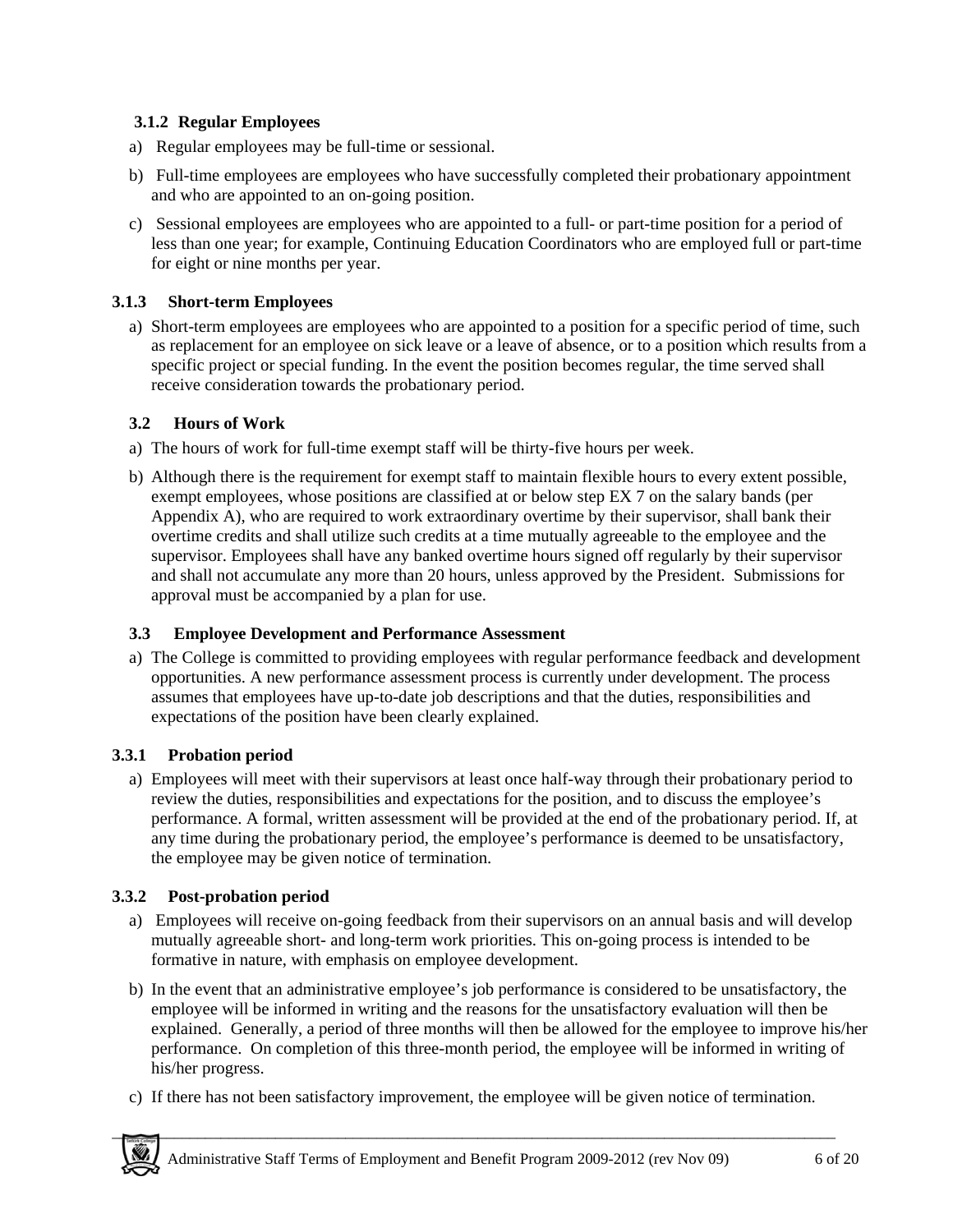### 3.1.2 Regular Employees

a) Regular employees may be full-time or sessional.

b) Full-time employees are employees who have successfully completed their probationary appointment and who are appointed to an on-going position.

c) Sessional employees are employees who are appointed to a full- or part-time position for a period of less than one year; for example, Continuing Education Coordinators who are employed full or part-time for eight or nine months per year.

### 3.1.3 Short-term Employees

a) Short-term employees are employees who are appointed to a position for a specific period of time, such as replacement for an employee on sick leave or a leave of absence, or to a position which results from a specific project or special funding. In the event the position becomes regular, the time served shall receive consideration towards the probationary period.

### 3.2 Hours of Work

a) The hours of work for full-time exempt staff will be thirty-five hours per week.

b) Although there is the requirement for exempt staff to maintain flexible hours to every extent possible, exempt employees, whose positions are classified at or below step EX 7 on the salary bands (per Appendix A), who are required to work extraordinary overtime by their supervisor, shall bank their overtime credits and shall utilize such credits at a time mutually agreeable to the employee and the supervisor. Employees shall have any banked overtime hours signed off regularly by their supervisor and shall not accumulate any more than 20 hours, unless approved by the President. Submissions for approval must be accompanied by a plan for use.

### 3.3 Employee Development and Performance Assessment

a) The College is committed to providing employees with regular performance feedback and development opportunities. A new performance assessment process is currently under development. The process assumes that employees have up-to-date job descriptions and that the duties, responsibilities and expectations of the position have been clearly explained.

### 3.3.1 Probation period

a) Employees will meet with their supervisors at least once half-way through their probationary period to review the duties, responsibilities and expectations for the position, and to discuss the employee's performance. A formal, written assessment will be provided at the end of the probationary period. If, at any time during the probationary period, the employee's performance is deemed to be unsatisfactory, the employee may be given notice of termination.

### 3.3.2 Post-probation period

a) Employees will receive on-going feedback from their supervisors on an annual basis and will develop mutually agreeable short- and long-term work priorities. This on-going process is intended to be formative in nature, with emphasis on employee development.

b) In the event that an administrative employee's job performance is considered to be unsatisfactory, the employee will be informed in writing and the reasons for the unsatisfactory evaluation will then be explained. Generally, a period of three months will then be allowed for the employee to improve his/her performance. On completion of this three-month period, the employee will be informed in writing of his/her progress.

c) If there has not been satisfactory improvement, the employee will be given notice of termination.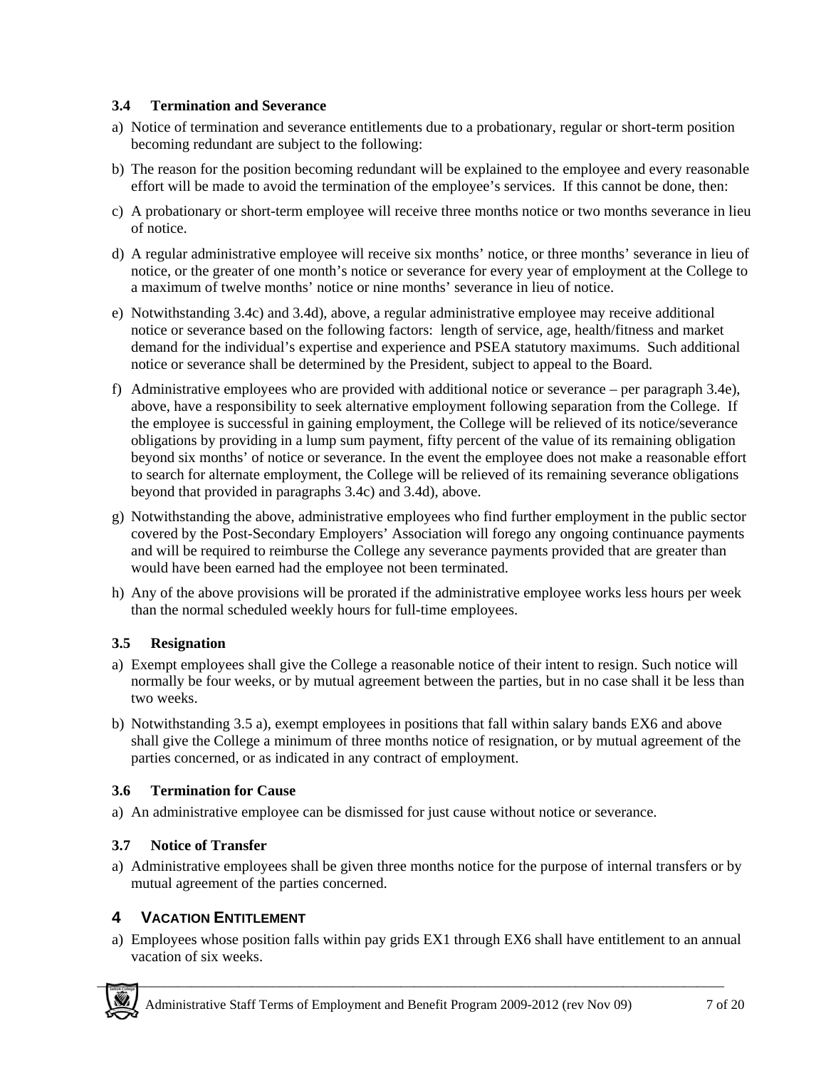### 3.4 Termination and Severance

a) Notice of termination and severance entitlements due to a probationary, regular or short-term position becoming redundant are subject to the following:

b) The reason for the position becoming redundant will be explained to the employee and every reasonable effort will be made to avoid the termination of the employee's services. If this cannot be done, then:

c) A probationary or short-term employee will receive three months notice or two months severance in lieu of notice.

d) A regular administrative employee will receive six months' notice, or three months' severance in lieu of notice, or the greater of one month's notice or severance for every year of employment at the College to a maximum of twelve months' notice or nine months' severance in lieu of notice.

e) Notwithstanding 3.4c) and 3.4d), above, a regular administrative employee may receive additional notice or severance based on the following factors: length of service, age, health/fitness and market demand for the individual's expertise and experience and PSEA statutory maximums. Such additional notice or severance shall be determined by the President, subject to appeal to the Board.

f) Administrative employees who are provided with additional notice or severance – per paragraph 3.4e), above, have a responsibility to seek alternative employment following separation from the College. If the employee is successful in gaining employment, the College will be relieved of its notice/severance obligations by providing in a lump sum payment, fifty percent of the value of its remaining obligation beyond six months' of notice or severance. In the event the employee does not make a reasonable effort to search for alternate employment, the College will be relieved of its remaining severance obligations beyond that provided in paragraphs 3.4c) and 3.4d), above.

g) Notwithstanding the above, administrative employees who find further employment in the public sector covered by the Post-Secondary Employers' Association will forego any ongoing continuance payments and will be required to reimburse the College any severance payments provided that are greater than would have been earned had the employee not been terminated.

h) Any of the above provisions will be prorated if the administrative employee works less hours per week than the normal scheduled weekly hours for full-time employees.

### 3.5 Resignation

a) Exempt employees shall give the College a reasonable notice of their intent to resign. Such notice will normally be four weeks, or by mutual agreement between the parties, but in no case shall it be less than two weeks.

b) Notwithstanding 3.5 a), exempt employees in positions that fall within salary bands EX6 and above shall give the College a minimum of three months notice of resignation, or by mutual agreement of the parties concerned, or as indicated in any contract of employment.

### 3.6 Termination for Cause

a) An administrative employee can be dismissed for just cause without notice or severance.

### 3.7 Notice of Transfer

a) Administrative employees shall be given three months notice for the purpose of internal transfers or by mutual agreement of the parties concerned.

## 4 VACATION ENTITLEMENT

a) Employees whose position falls within pay grids EX1 through EX6 shall have entitlement to an annual vacation of six weeks.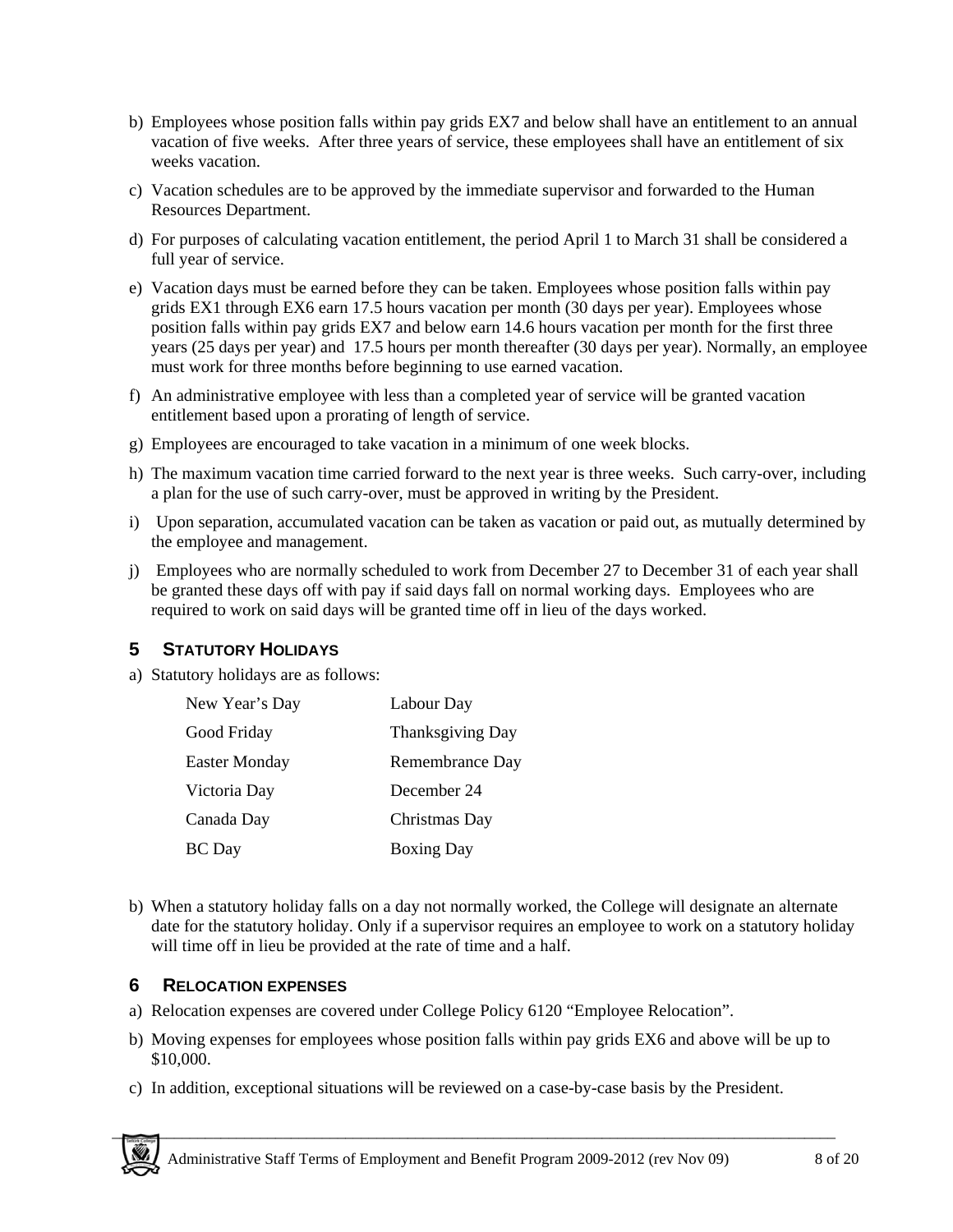b) Employees whose position falls within pay grids EX7 and below shall have an entitlement to an annual vacation of five weeks. After three years of service, these employees shall have an entitlement of six weeks vacation.

c) Vacation schedules are to be approved by the immediate supervisor and forwarded to the Human Resources Department.

d) For purposes of calculating vacation entitlement, the period April 1 to March 31 shall be considered a full year of service.

e) Vacation days must be earned before they can be taken. Employees whose position falls within pay grids EX1 through EX6 earn 17.5 hours vacation per month (30 days per year). Employees whose position falls within pay grids EX7 and below earn 14.6 hours vacation per month for the first three years (25 days per year) and 17.5 hours per month thereafter (30 days per year). Normally, an employee must work for three months before beginning to use earned vacation.

f) An administrative employee with less than a completed year of service will be granted vacation entitlement based upon a prorating of length of service.

g) Employees are encouraged to take vacation in a minimum of one week blocks.

h) The maximum vacation time carried forward to the next year is three weeks. Such carry-over, including a plan for the use of such carry-over, must be approved in writing by the President.

i) Upon separation, accumulated vacation can be taken as vacation or paid out, as mutually determined by the employee and management.

j) Employees who are normally scheduled to work from December 27 to December 31 of each year shall be granted these days off with pay if said days fall on normal working days. Employees who are required to work on said days will be granted time off in lieu of the days worked.

## 5 STATUTORY HOLIDAYS

a) Statutory holidays are as follows:

| | |
|---|---|
| New Year's Day | Labour Day |
| Good Friday | Thanksgiving Day |
| Easter Monday | Remembrance Day |
| Victoria Day | December 24 |
| Canada Day | Christmas Day |
| BC Day | Boxing Day |

b) When a statutory holiday falls on a day not normally worked, the College will designate an alternate date for the statutory holiday. Only if a supervisor requires an employee to work on a statutory holiday will time off in lieu be provided at the rate of time and a half.

## 6 RELOCATION EXPENSES

a) Relocation expenses are covered under College Policy 6120 "Employee Relocation".

b) Moving expenses for employees whose position falls within pay grids EX6 and above will be up to $10,000.

c) In addition, exceptional situations will be reviewed on a case-by-case basis by the President.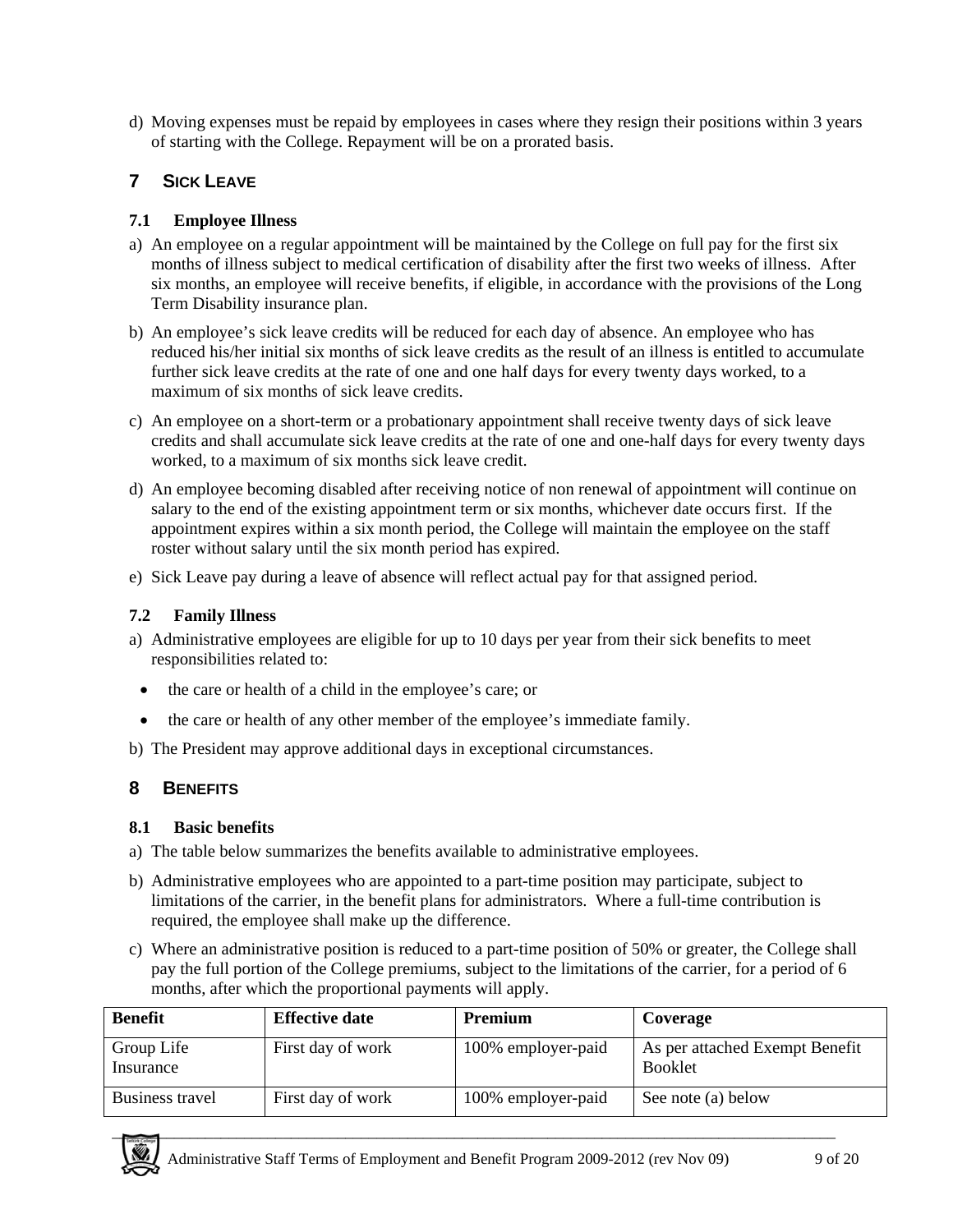d) Moving expenses must be repaid by employees in cases where they resign their positions within 3 years of starting with the College. Repayment will be on a prorated basis.

## 7 SICK LEAVE

### 7.1 Employee Illness

a) An employee on a regular appointment will be maintained by the College on full pay for the first six months of illness subject to medical certification of disability after the first two weeks of illness. After six months, an employee will receive benefits, if eligible, in accordance with the provisions of the Long Term Disability insurance plan.

b) An employee's sick leave credits will be reduced for each day of absence. An employee who has reduced his/her initial six months of sick leave credits as the result of an illness is entitled to accumulate further sick leave credits at the rate of one and one half days for every twenty days worked, to a maximum of six months of sick leave credits.

c) An employee on a short-term or a probationary appointment shall receive twenty days of sick leave credits and shall accumulate sick leave credits at the rate of one and one-half days for every twenty days worked, to a maximum of six months sick leave credit.

d) An employee becoming disabled after receiving notice of non renewal of appointment will continue on salary to the end of the existing appointment term or six months, whichever date occurs first. If the appointment expires within a six month period, the College will maintain the employee on the staff roster without salary until the six month period has expired.

e) Sick Leave pay during a leave of absence will reflect actual pay for that assigned period.

### 7.2 Family Illness

a) Administrative employees are eligible for up to 10 days per year from their sick benefits to meet responsibilities related to:

- the care or health of a child in the employee's care; or
- the care or health of any other member of the employee's immediate family.

b) The President may approve additional days in exceptional circumstances.

## 8 BENEFITS

### 8.1 Basic benefits

a) The table below summarizes the benefits available to administrative employees.

b) Administrative employees who are appointed to a part-time position may participate, subject to limitations of the carrier, in the benefit plans for administrators. Where a full-time contribution is required, the employee shall make up the difference.

c) Where an administrative position is reduced to a part-time position of 50% or greater, the College shall pay the full portion of the College premiums, subject to the limitations of the carrier, for a period of 6 months, after which the proportional payments will apply.

| Benefit | Effective date | Premium | Coverage |
|---|---|---|---|
| Group Life Insurance | First day of work | 100% employer-paid | As per attached Exempt Benefit Booklet |
| Business travel | First day of work | 100% employer-paid | See note (a) below |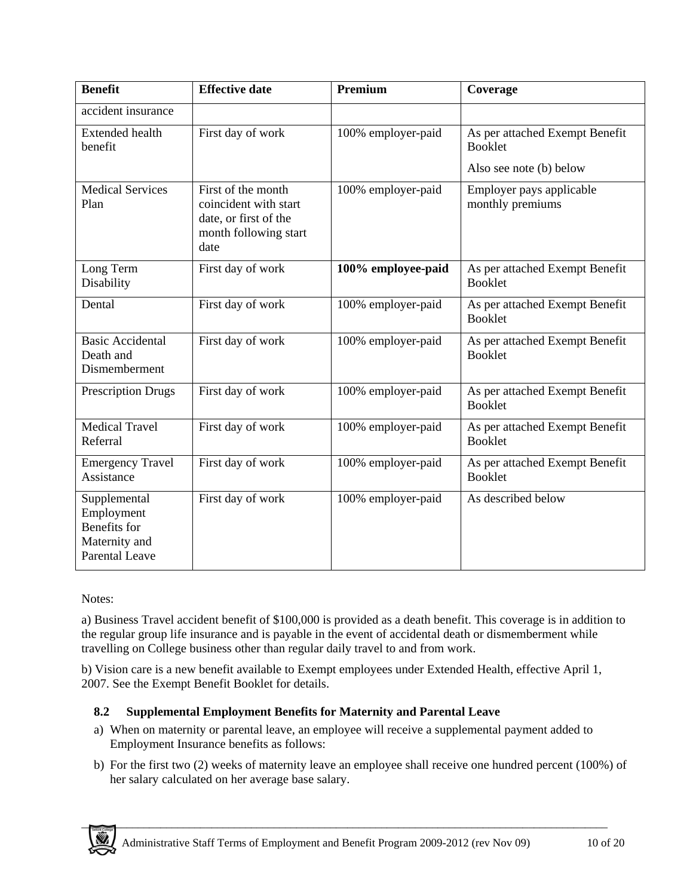| Benefit | Effective date | Premium | Coverage |
| --- | --- | --- | --- |
| accident insurance | | | |
| Extended health benefit | First day of work | 100% employer-paid | As per attached Exempt Benefit Booklet<br><br>Also see note (b) below |
| Medical Services Plan | First of the month coincident with start date, or first of the month following start date | 100% employer-paid | Employer pays applicable monthly premiums |
| Long Term Disability | First day of work | **100% employee-paid** | As per attached Exempt Benefit Booklet |
| Dental | First day of work | 100% employer-paid | As per attached Exempt Benefit Booklet |
| Basic Accidental Death and Dismemberment | First day of work | 100% employer-paid | As per attached Exempt Benefit Booklet |
| Prescription Drugs | First day of work | 100% employer-paid | As per attached Exempt Benefit Booklet |
| Medical Travel Referral | First day of work | 100% employer-paid | As per attached Exempt Benefit Booklet |
| Emergency Travel Assistance | First day of work | 100% employer-paid | As per attached Exempt Benefit Booklet |
| Supplemental Employment Benefits for Maternity and Parental Leave | First day of work | 100% employer-paid | As described below |

Notes:

a) Business Travel accident benefit of $100,000 is provided as a death benefit. This coverage is in addition to the regular group life insurance and is payable in the event of accidental death or dismemberment while travelling on College business other than regular daily travel to and from work.

b) Vision care is a new benefit available to Exempt employees under Extended Health, effective April 1, 2007. See the Exempt Benefit Booklet for details.

### 8.2 Supplemental Employment Benefits for Maternity and Parental Leave

a) When on maternity or parental leave, an employee will receive a supplemental payment added to Employment Insurance benefits as follows:

b) For the first two (2) weeks of maternity leave an employee shall receive one hundred percent (100%) of her salary calculated on her average base salary.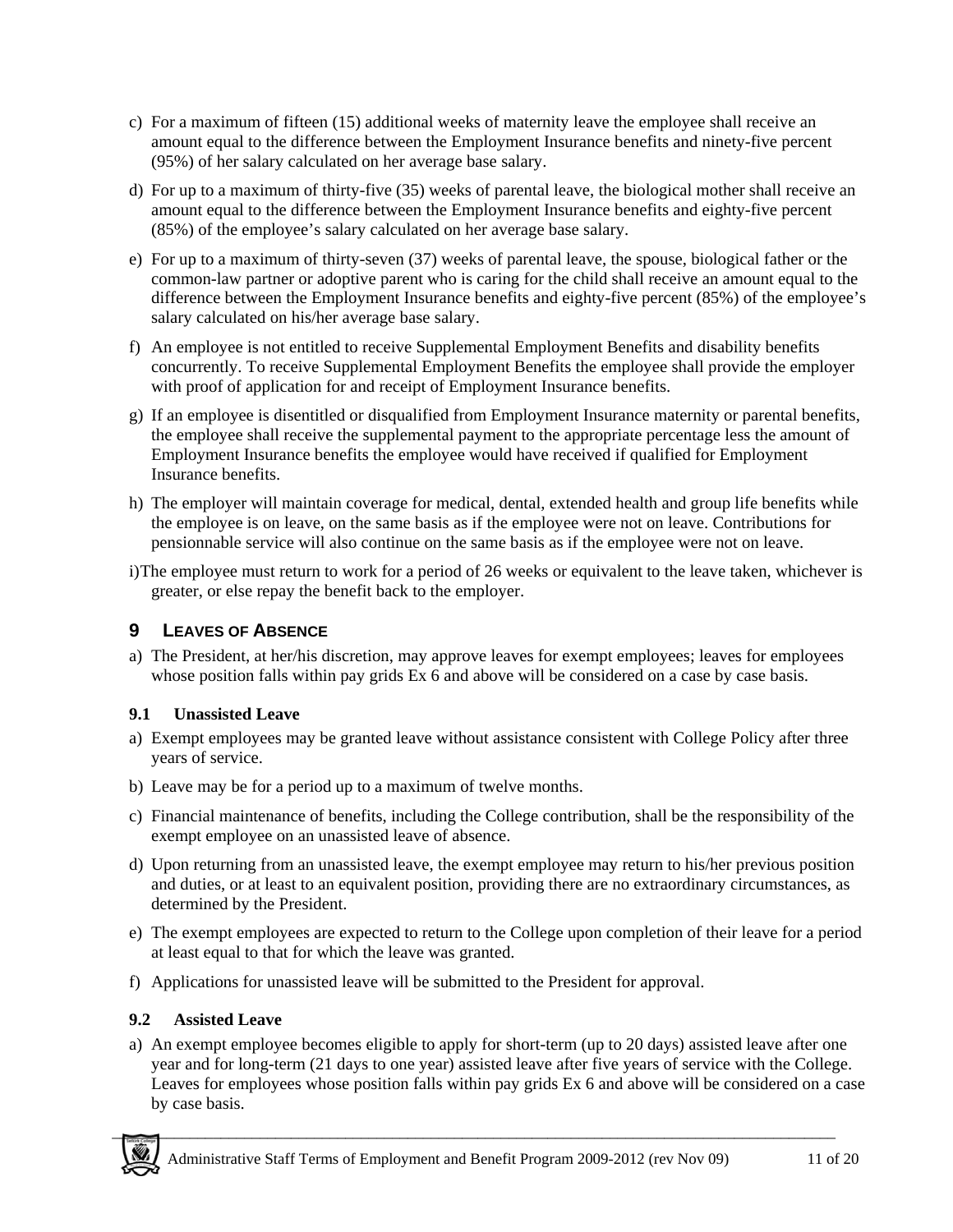c) For a maximum of fifteen (15) additional weeks of maternity leave the employee shall receive an amount equal to the difference between the Employment Insurance benefits and ninety-five percent (95%) of her salary calculated on her average base salary.

d) For up to a maximum of thirty-five (35) weeks of parental leave, the biological mother shall receive an amount equal to the difference between the Employment Insurance benefits and eighty-five percent (85%) of the employee's salary calculated on her average base salary.

e) For up to a maximum of thirty-seven (37) weeks of parental leave, the spouse, biological father or the common-law partner or adoptive parent who is caring for the child shall receive an amount equal to the difference between the Employment Insurance benefits and eighty-five percent (85%) of the employee's salary calculated on his/her average base salary.

f) An employee is not entitled to receive Supplemental Employment Benefits and disability benefits concurrently. To receive Supplemental Employment Benefits the employee shall provide the employer with proof of application for and receipt of Employment Insurance benefits.

g) If an employee is disentitled or disqualified from Employment Insurance maternity or parental benefits, the employee shall receive the supplemental payment to the appropriate percentage less the amount of Employment Insurance benefits the employee would have received if qualified for Employment Insurance benefits.

h) The employer will maintain coverage for medical, dental, extended health and group life benefits while the employee is on leave, on the same basis as if the employee were not on leave. Contributions for pensionnable service will also continue on the same basis as if the employee were not on leave.

i) The employee must return to work for a period of 26 weeks or equivalent to the leave taken, whichever is greater, or else repay the benefit back to the employer.

## 9 LEAVES OF ABSENCE

a) The President, at her/his discretion, may approve leaves for exempt employees; leaves for employees whose position falls within pay grids Ex 6 and above will be considered on a case by case basis.

### 9.1 Unassisted Leave

a) Exempt employees may be granted leave without assistance consistent with College Policy after three years of service.

b) Leave may be for a period up to a maximum of twelve months.

c) Financial maintenance of benefits, including the College contribution, shall be the responsibility of the exempt employee on an unassisted leave of absence.

d) Upon returning from an unassisted leave, the exempt employee may return to his/her previous position and duties, or at least to an equivalent position, providing there are no extraordinary circumstances, as determined by the President.

e) The exempt employees are expected to return to the College upon completion of their leave for a period at least equal to that for which the leave was granted.

f) Applications for unassisted leave will be submitted to the President for approval.

### 9.2 Assisted Leave

a) An exempt employee becomes eligible to apply for short-term (up to 20 days) assisted leave after one year and for long-term (21 days to one year) assisted leave after five years of service with the College. Leaves for employees whose position falls within pay grids Ex 6 and above will be considered on a case by case basis.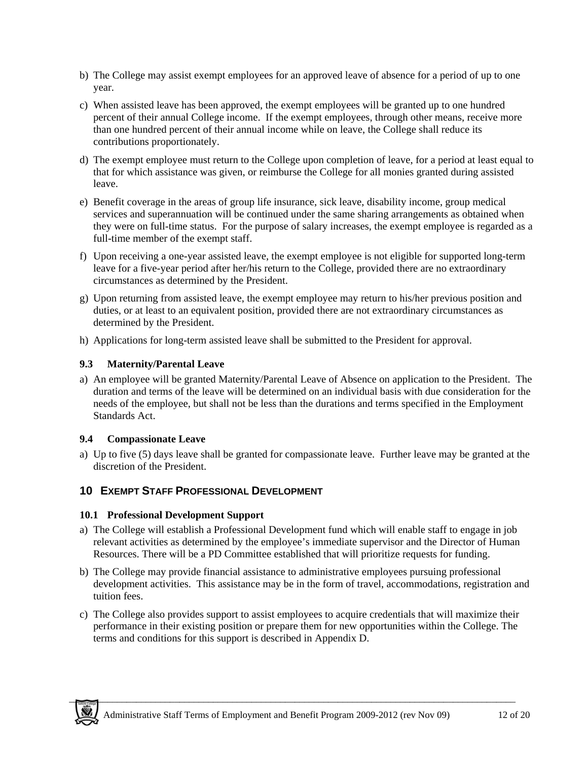b) The College may assist exempt employees for an approved leave of absence for a period of up to one year.

c) When assisted leave has been approved, the exempt employees will be granted up to one hundred percent of their annual College income. If the exempt employees, through other means, receive more than one hundred percent of their annual income while on leave, the College shall reduce its contributions proportionately.

d) The exempt employee must return to the College upon completion of leave, for a period at least equal to that for which assistance was given, or reimburse the College for all monies granted during assisted leave.

e) Benefit coverage in the areas of group life insurance, sick leave, disability income, group medical services and superannuation will be continued under the same sharing arrangements as obtained when they were on full-time status. For the purpose of salary increases, the exempt employee is regarded as a full-time member of the exempt staff.

f) Upon receiving a one-year assisted leave, the exempt employee is not eligible for supported long-term leave for a five-year period after her/his return to the College, provided there are no extraordinary circumstances as determined by the President.

g) Upon returning from assisted leave, the exempt employee may return to his/her previous position and duties, or at least to an equivalent position, provided there are not extraordinary circumstances as determined by the President.

h) Applications for long-term assisted leave shall be submitted to the President for approval.

### 9.3 Maternity/Parental Leave

a) An employee will be granted Maternity/Parental Leave of Absence on application to the President. The duration and terms of the leave will be determined on an individual basis with due consideration for the needs of the employee, but shall not be less than the durations and terms specified in the Employment Standards Act.

### 9.4 Compassionate Leave

a) Up to five (5) days leave shall be granted for compassionate leave. Further leave may be granted at the discretion of the President.

## 10 EXEMPT STAFF PROFESSIONAL DEVELOPMENT

### 10.1 Professional Development Support

a) The College will establish a Professional Development fund which will enable staff to engage in job relevant activities as determined by the employee's immediate supervisor and the Director of Human Resources. There will be a PD Committee established that will prioritize requests for funding.

b) The College may provide financial assistance to administrative employees pursuing professional development activities. This assistance may be in the form of travel, accommodations, registration and tuition fees.

c) The College also provides support to assist employees to acquire credentials that will maximize their performance in their existing position or prepare them for new opportunities within the College. The terms and conditions for this support is described in Appendix D.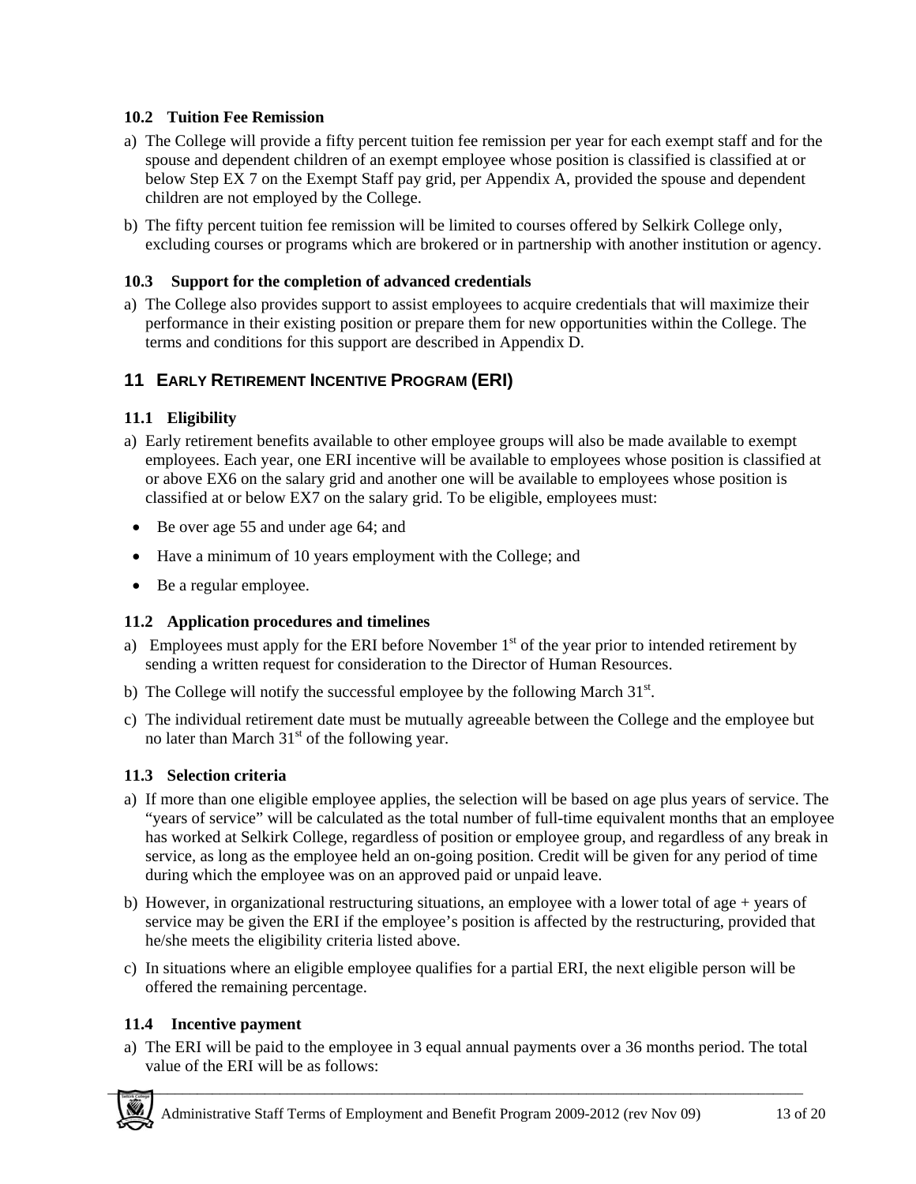### 10.2 Tuition Fee Remission

a) The College will provide a fifty percent tuition fee remission per year for each exempt staff and for the spouse and dependent children of an exempt employee whose position is classified is classified at or below Step EX 7 on the Exempt Staff pay grid, per Appendix A, provided the spouse and dependent children are not employed by the College.

b) The fifty percent tuition fee remission will be limited to courses offered by Selkirk College only, excluding courses or programs which are brokered or in partnership with another institution or agency.

### 10.3 Support for the completion of advanced credentials

a) The College also provides support to assist employees to acquire credentials that will maximize their performance in their existing position or prepare them for new opportunities within the College. The terms and conditions for this support are described in Appendix D.

## 11 Early Retirement Incentive Program (ERI)

### 11.1 Eligibility

a) Early retirement benefits available to other employee groups will also be made available to exempt employees. Each year, one ERI incentive will be available to employees whose position is classified at or above EX6 on the salary grid and another one will be available to employees whose position is classified at or below EX7 on the salary grid. To be eligible, employees must:

- Be over age 55 and under age 64; and
- Have a minimum of 10 years employment with the College; and
- Be a regular employee.

### 11.2 Application procedures and timelines

a) Employees must apply for the ERI before November 1st of the year prior to intended retirement by sending a written request for consideration to the Director of Human Resources.

b) The College will notify the successful employee by the following March 31st.

c) The individual retirement date must be mutually agreeable between the College and the employee but no later than March 31st of the following year.

### 11.3 Selection criteria

a) If more than one eligible employee applies, the selection will be based on age plus years of service. The "years of service" will be calculated as the total number of full-time equivalent months that an employee has worked at Selkirk College, regardless of position or employee group, and regardless of any break in service, as long as the employee held an on-going position. Credit will be given for any period of time during which the employee was on an approved paid or unpaid leave.

b) However, in organizational restructuring situations, an employee with a lower total of age + years of service may be given the ERI if the employee's position is affected by the restructuring, provided that he/she meets the eligibility criteria listed above.

c) In situations where an eligible employee qualifies for a partial ERI, the next eligible person will be offered the remaining percentage.

### 11.4 Incentive payment

a) The ERI will be paid to the employee in 3 equal annual payments over a 36 months period. The total value of the ERI will be as follows: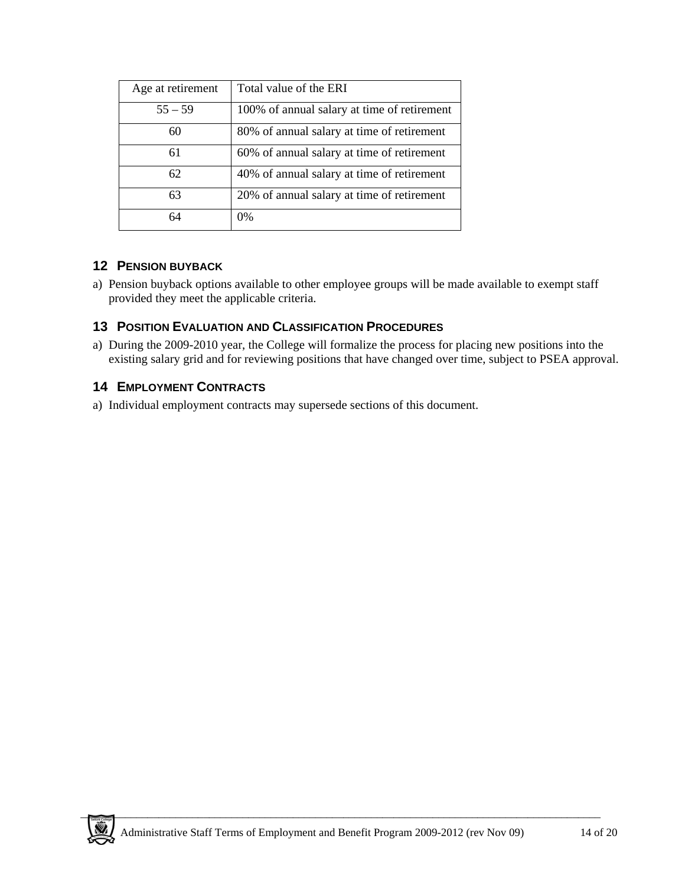| Age at retirement | Total value of the ERI |
| --- | --- |
| 55 – 59 | 100% of annual salary at time of retirement |
| 60 | 80% of annual salary at time of retirement |
| 61 | 60% of annual salary at time of retirement |
| 62 | 40% of annual salary at time of retirement |
| 63 | 20% of annual salary at time of retirement |
| 64 | 0% |

## 12 PENSION BUYBACK

a) Pension buyback options available to other employee groups will be made available to exempt staff provided they meet the applicable criteria.

## 13 POSITION EVALUATION AND CLASSIFICATION PROCEDURES

a) During the 2009-2010 year, the College will formalize the process for placing new positions into the existing salary grid and for reviewing positions that have changed over time, subject to PSEA approval.

## 14 EMPLOYMENT CONTRACTS

a) Individual employment contracts may supersede sections of this document.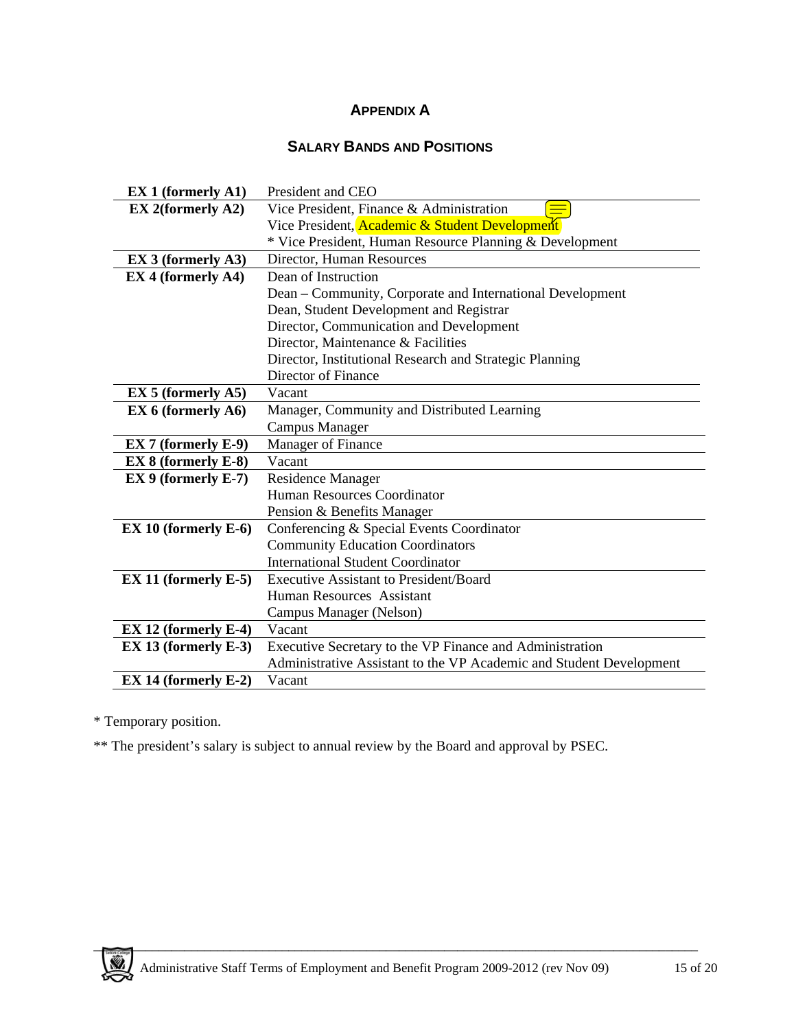## APPENDIX A

### SALARY BANDS AND POSITIONS

| Band | Positions |
|---|---|
| **EX 1 (formerly A1)** | President and CEO |
| **EX 2(formerly A2)** | Vice President, Finance & Administration<br>Vice President, Academic & Student Development<br>* Vice President, Human Resource Planning & Development |
| **EX 3 (formerly A3)** | Director, Human Resources |
| **EX 4 (formerly A4)** | Dean of Instruction<br>Dean – Community, Corporate and International Development<br>Dean, Student Development and Registrar<br>Director, Communication and Development<br>Director, Maintenance & Facilities<br>Director, Institutional Research and Strategic Planning<br>Director of Finance |
| **EX 5 (formerly A5)** | Vacant |
| **EX 6 (formerly A6)** | Manager, Community and Distributed Learning<br>Campus Manager |
| **EX 7 (formerly E-9)** | Manager of Finance |
| **EX 8 (formerly E-8)** | Vacant |
| **EX 9 (formerly E-7)** | Residence Manager<br>Human Resources Coordinator<br>Pension & Benefits Manager |
| **EX 10 (formerly E-6)** | Conferencing & Special Events Coordinator<br>Community Education Coordinators<br>International Student Coordinator |
| **EX 11 (formerly E-5)** | Executive Assistant to President/Board<br>Human Resources Assistant<br>Campus Manager (Nelson) |
| **EX 12 (formerly E-4)** | Vacant |
| **EX 13 (formerly E-3)** | Executive Secretary to the VP Finance and Administration<br>Administrative Assistant to the VP Academic and Student Development |
| **EX 14 (formerly E-2)** | Vacant |

* Temporary position.

** The president's salary is subject to annual review by the Board and approval by PSEC.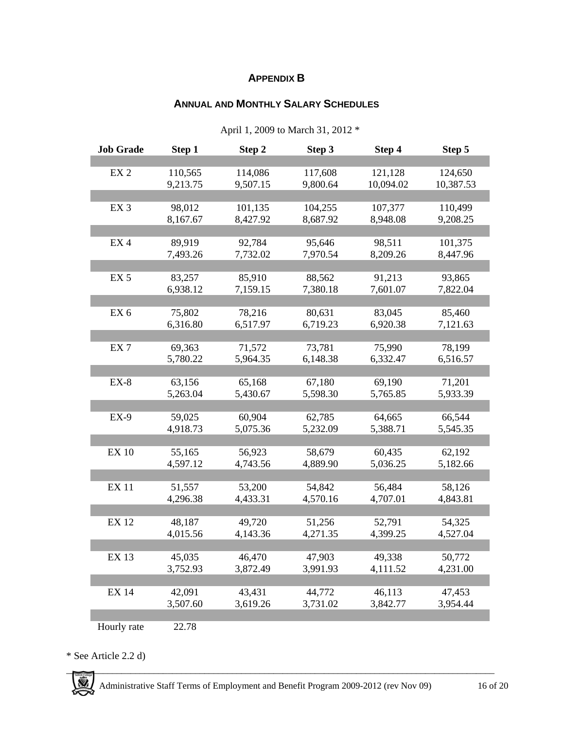## APPENDIX B

### ANNUAL AND MONTHLY SALARY SCHEDULES

April 1, 2009 to March 31, 2012 *

| Job Grade | Step 1 | Step 2 | Step 3 | Step 4 | Step 5 |
|---|---|---|---|---|---|
| EX 2 | 110,565 | 114,086 | 117,608 | 121,128 | 124,650 |
| | 9,213.75 | 9,507.15 | 9,800.64 | 10,094.02 | 10,387.53 |
| EX 3 | 98,012 | 101,135 | 104,255 | 107,377 | 110,499 |
| | 8,167.67 | 8,427.92 | 8,687.92 | 8,948.08 | 9,208.25 |
| EX 4 | 89,919 | 92,784 | 95,646 | 98,511 | 101,375 |
| | 7,493.26 | 7,732.02 | 7,970.54 | 8,209.26 | 8,447.96 |
| EX 5 | 83,257 | 85,910 | 88,562 | 91,213 | 93,865 |
| | 6,938.12 | 7,159.15 | 7,380.18 | 7,601.07 | 7,822.04 |
| EX 6 | 75,802 | 78,216 | 80,631 | 83,045 | 85,460 |
| | 6,316.80 | 6,517.97 | 6,719.23 | 6,920.38 | 7,121.63 |
| EX 7 | 69,363 | 71,572 | 73,781 | 75,990 | 78,199 |
| | 5,780.22 | 5,964.35 | 6,148.38 | 6,332.47 | 6,516.57 |
| EX-8 | 63,156 | 65,168 | 67,180 | 69,190 | 71,201 |
| | 5,263.04 | 5,430.67 | 5,598.30 | 5,765.85 | 5,933.39 |
| EX-9 | 59,025 | 60,904 | 62,785 | 64,665 | 66,544 |
| | 4,918.73 | 5,075.36 | 5,232.09 | 5,388.71 | 5,545.35 |
| EX 10 | 55,165 | 56,923 | 58,679 | 60,435 | 62,192 |
| | 4,597.12 | 4,743.56 | 4,889.90 | 5,036.25 | 5,182.66 |
| EX 11 | 51,557 | 53,200 | 54,842 | 56,484 | 58,126 |
| | 4,296.38 | 4,433.31 | 4,570.16 | 4,707.01 | 4,843.81 |
| EX 12 | 48,187 | 49,720 | 51,256 | 52,791 | 54,325 |
| | 4,015.56 | 4,143.36 | 4,271.35 | 4,399.25 | 4,527.04 |
| EX 13 | 45,035 | 46,470 | 47,903 | 49,338 | 50,772 |
| | 3,752.93 | 3,872.49 | 3,991.93 | 4,111.52 | 4,231.00 |
| EX 14 | 42,091 | 43,431 | 44,772 | 46,113 | 47,453 |
| | 3,507.60 | 3,619.26 | 3,731.02 | 3,842.77 | 3,954.44 |
| Hourly rate | 22.78 | | | | |

* See Article 2.2 d)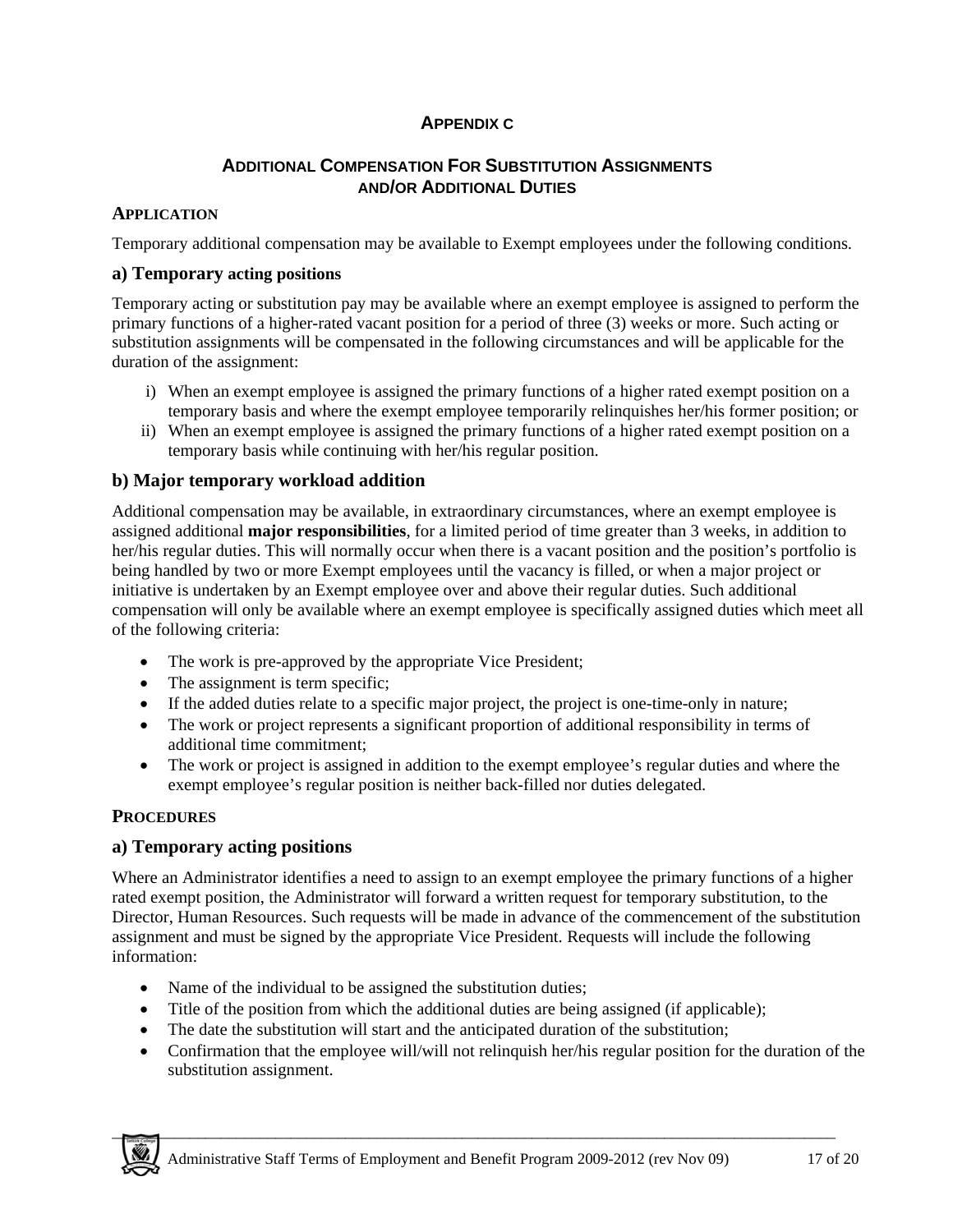## APPENDIX C

## ADDITIONAL COMPENSATION FOR SUBSTITUTION ASSIGNMENTS AND/OR ADDITIONAL DUTIES

### APPLICATION

Temporary additional compensation may be available to Exempt employees under the following conditions.

### a) Temporary acting positions

Temporary acting or substitution pay may be available where an exempt employee is assigned to perform the primary functions of a higher-rated vacant position for a period of three (3) weeks or more. Such acting or substitution assignments will be compensated in the following circumstances and will be applicable for the duration of the assignment:

i) When an exempt employee is assigned the primary functions of a higher rated exempt position on a temporary basis and where the exempt employee temporarily relinquishes her/his former position; or

ii) When an exempt employee is assigned the primary functions of a higher rated exempt position on a temporary basis while continuing with her/his regular position.

### b) Major temporary workload addition

Additional compensation may be available, in extraordinary circumstances, where an exempt employee is assigned additional **major responsibilities**, for a limited period of time greater than 3 weeks, in addition to her/his regular duties. This will normally occur when there is a vacant position and the position's portfolio is being handled by two or more Exempt employees until the vacancy is filled, or when a major project or initiative is undertaken by an Exempt employee over and above their regular duties. Such additional compensation will only be available where an exempt employee is specifically assigned duties which meet all of the following criteria:

- The work is pre-approved by the appropriate Vice President;
- The assignment is term specific;
- If the added duties relate to a specific major project, the project is one-time-only in nature;
- The work or project represents a significant proportion of additional responsibility in terms of additional time commitment;
- The work or project is assigned in addition to the exempt employee's regular duties and where the exempt employee's regular position is neither back-filled nor duties delegated.

### PROCEDURES

### a) Temporary acting positions

Where an Administrator identifies a need to assign to an exempt employee the primary functions of a higher rated exempt position, the Administrator will forward a written request for temporary substitution, to the Director, Human Resources. Such requests will be made in advance of the commencement of the substitution assignment and must be signed by the appropriate Vice President. Requests will include the following information:

- Name of the individual to be assigned the substitution duties;
- Title of the position from which the additional duties are being assigned (if applicable);
- The date the substitution will start and the anticipated duration of the substitution;
- Confirmation that the employee will/will not relinquish her/his regular position for the duration of the substitution assignment.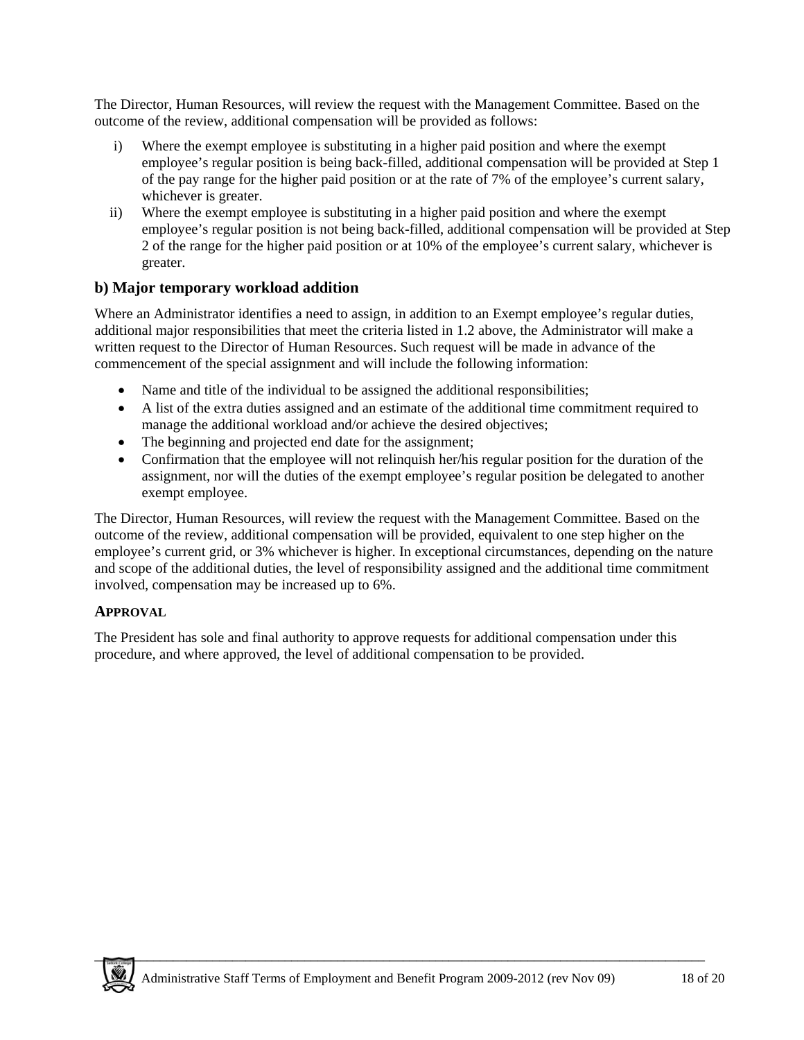The Director, Human Resources, will review the request with the Management Committee. Based on the outcome of the review, additional compensation will be provided as follows:

i) Where the exempt employee is substituting in a higher paid position and where the exempt employee's regular position is being back-filled, additional compensation will be provided at Step 1 of the pay range for the higher paid position or at the rate of 7% of the employee's current salary, whichever is greater.

ii) Where the exempt employee is substituting in a higher paid position and where the exempt employee's regular position is not being back-filled, additional compensation will be provided at Step 2 of the range for the higher paid position or at 10% of the employee's current salary, whichever is greater.

### b) Major temporary workload addition

Where an Administrator identifies a need to assign, in addition to an Exempt employee's regular duties, additional major responsibilities that meet the criteria listed in 1.2 above, the Administrator will make a written request to the Director of Human Resources. Such request will be made in advance of the commencement of the special assignment and will include the following information:

- Name and title of the individual to be assigned the additional responsibilities;
- A list of the extra duties assigned and an estimate of the additional time commitment required to manage the additional workload and/or achieve the desired objectives;
- The beginning and projected end date for the assignment;
- Confirmation that the employee will not relinquish her/his regular position for the duration of the assignment, nor will the duties of the exempt employee's regular position be delegated to another exempt employee.

The Director, Human Resources, will review the request with the Management Committee. Based on the outcome of the review, additional compensation will be provided, equivalent to one step higher on the employee's current grid, or 3% whichever is higher. In exceptional circumstances, depending on the nature and scope of the additional duties, the level of responsibility assigned and the additional time commitment involved, compensation may be increased up to 6%.

### APPROVAL

The President has sole and final authority to approve requests for additional compensation under this procedure, and where approved, the level of additional compensation to be provided.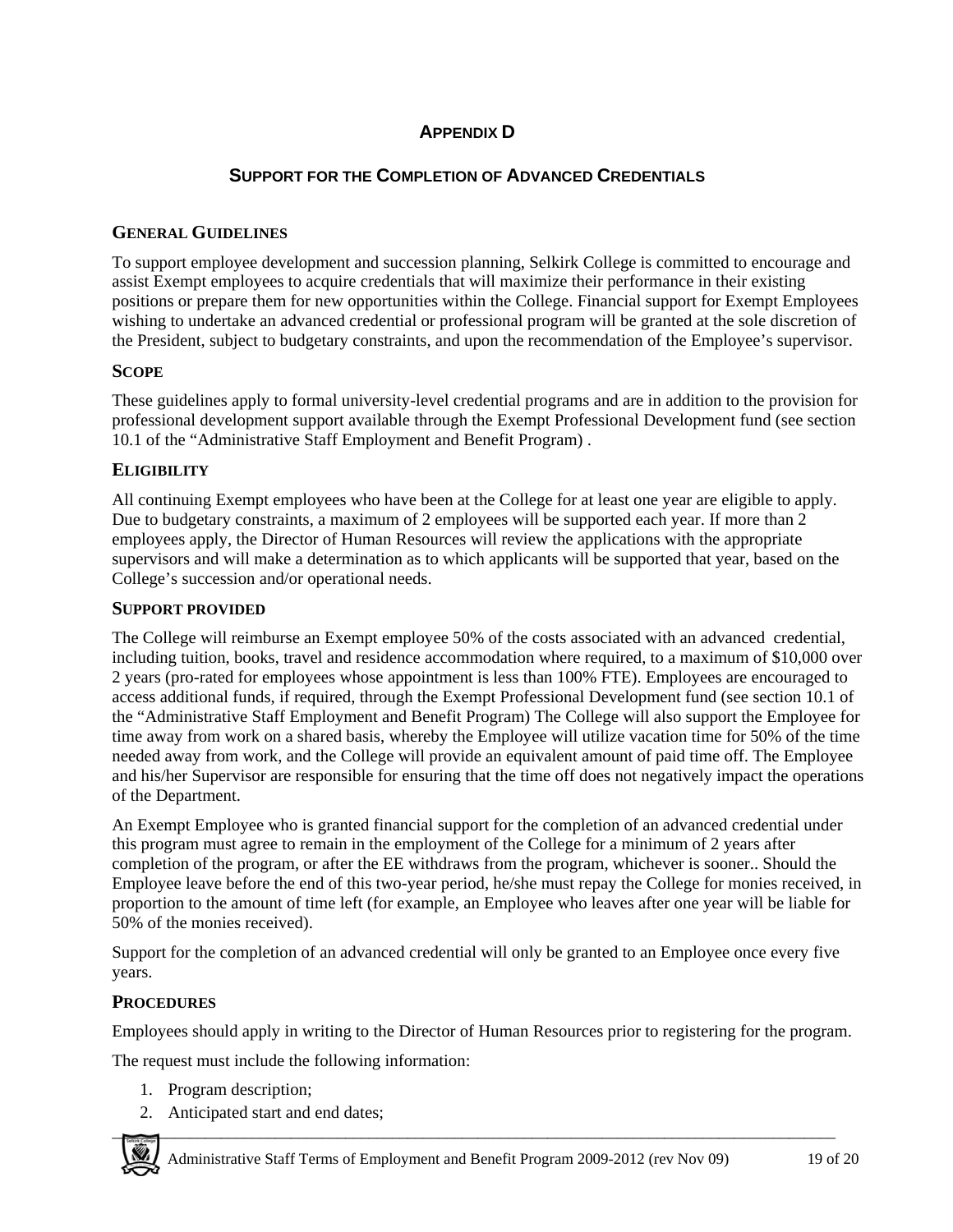# APPENDIX D

## SUPPORT FOR THE COMPLETION OF ADVANCED CREDENTIALS

### GENERAL GUIDELINES

To support employee development and succession planning, Selkirk College is committed to encourage and assist Exempt employees to acquire credentials that will maximize their performance in their existing positions or prepare them for new opportunities within the College. Financial support for Exempt Employees wishing to undertake an advanced credential or professional program will be granted at the sole discretion of the President, subject to budgetary constraints, and upon the recommendation of the Employee's supervisor.

### SCOPE

These guidelines apply to formal university-level credential programs and are in addition to the provision for professional development support available through the Exempt Professional Development fund (see section 10.1 of the "Administrative Staff Employment and Benefit Program) .

### ELIGIBILITY

All continuing Exempt employees who have been at the College for at least one year are eligible to apply. Due to budgetary constraints, a maximum of 2 employees will be supported each year. If more than 2 employees apply, the Director of Human Resources will review the applications with the appropriate supervisors and will make a determination as to which applicants will be supported that year, based on the College's succession and/or operational needs.

### SUPPORT PROVIDED

The College will reimburse an Exempt employee 50% of the costs associated with an advanced credential, including tuition, books, travel and residence accommodation where required, to a maximum of $10,000 over 2 years (pro-rated for employees whose appointment is less than 100% FTE). Employees are encouraged to access additional funds, if required, through the Exempt Professional Development fund (see section 10.1 of the "Administrative Staff Employment and Benefit Program) The College will also support the Employee for time away from work on a shared basis, whereby the Employee will utilize vacation time for 50% of the time needed away from work, and the College will provide an equivalent amount of paid time off. The Employee and his/her Supervisor are responsible for ensuring that the time off does not negatively impact the operations of the Department.

An Exempt Employee who is granted financial support for the completion of an advanced credential under this program must agree to remain in the employment of the College for a minimum of 2 years after completion of the program, or after the EE withdraws from the program, whichever is sooner.. Should the Employee leave before the end of this two-year period, he/she must repay the College for monies received, in proportion to the amount of time left (for example, an Employee who leaves after one year will be liable for 50% of the monies received).

Support for the completion of an advanced credential will only be granted to an Employee once every five years.

### PROCEDURES

Employees should apply in writing to the Director of Human Resources prior to registering for the program.

The request must include the following information:

1. Program description;
2. Anticipated start and end dates;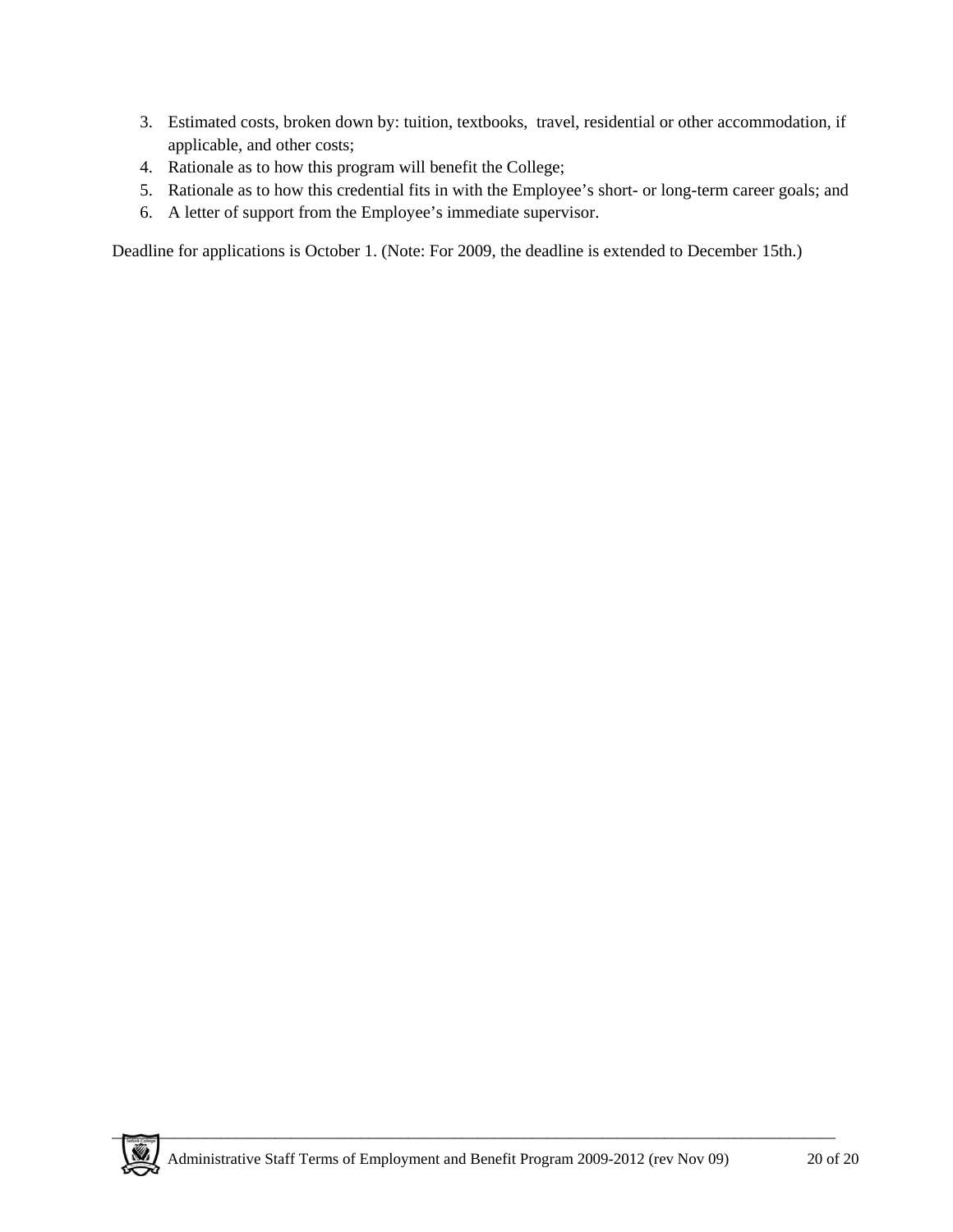3. Estimated costs, broken down by: tuition, textbooks, travel, residential or other accommodation, if applicable, and other costs;
4. Rationale as to how this program will benefit the College;
5. Rationale as to how this credential fits in with the Employee's short- or long-term career goals; and
6. A letter of support from the Employee's immediate supervisor.

Deadline for applications is October 1. (Note: For 2009, the deadline is extended to December 15th.)